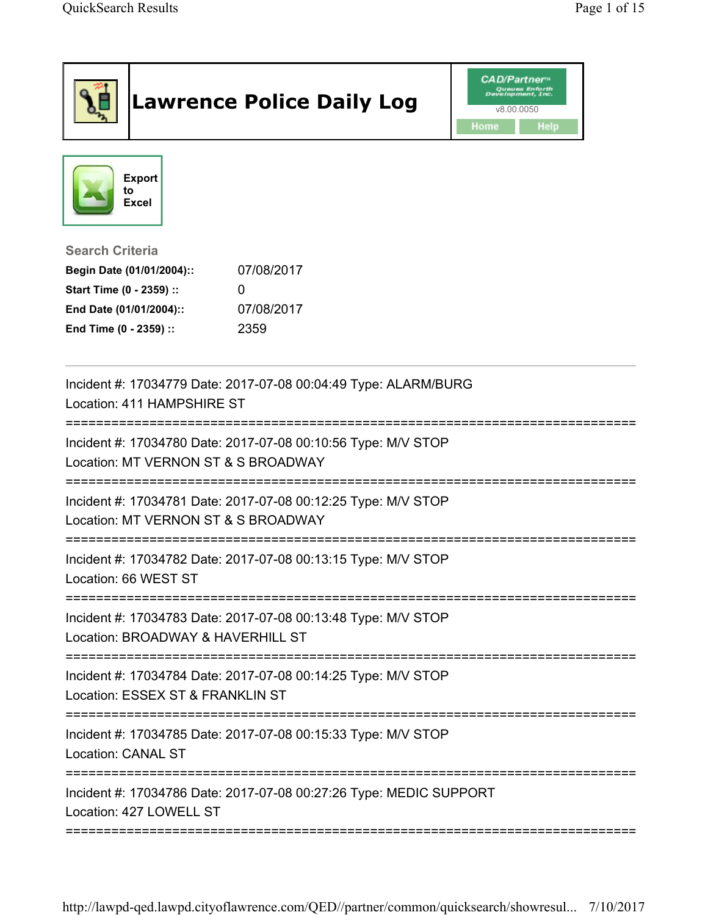# Lawrence Police Daily Log

CAD/Partner
v8.00.0050
Home Help

Export to Excel

## Search Criteria

| | |
|---|---|
| **Begin Date (01/01/2004)::** | 07/08/2017 |
| **Start Time (0 - 2359) ::** | 0 |
| **End Date (01/01/2004)::** | 07/08/2017 |
| **End Time (0 - 2359) ::** | 2359 |

---

Incident #: 17034779 Date: 2017-07-08 00:04:49 Type: ALARM/BURG
Location: 411 HAMPSHIRE ST

===========================================================================

Incident #: 17034780 Date: 2017-07-08 00:10:56 Type: M/V STOP
Location: MT VERNON ST & S BROADWAY

===========================================================================

Incident #: 17034781 Date: 2017-07-08 00:12:25 Type: M/V STOP
Location: MT VERNON ST & S BROADWAY

===========================================================================

Incident #: 17034782 Date: 2017-07-08 00:13:15 Type: M/V STOP
Location: 66 WEST ST

===========================================================================

Incident #: 17034783 Date: 2017-07-08 00:13:48 Type: M/V STOP
Location: BROADWAY & HAVERHILL ST

===========================================================================

Incident #: 17034784 Date: 2017-07-08 00:14:25 Type: M/V STOP
Location: ESSEX ST & FRANKLIN ST

===========================================================================

Incident #: 17034785 Date: 2017-07-08 00:15:33 Type: M/V STOP
Location: CANAL ST

===========================================================================

Incident #: 17034786 Date: 2017-07-08 00:27:26 Type: MEDIC SUPPORT
Location: 427 LOWELL ST

===========================================================================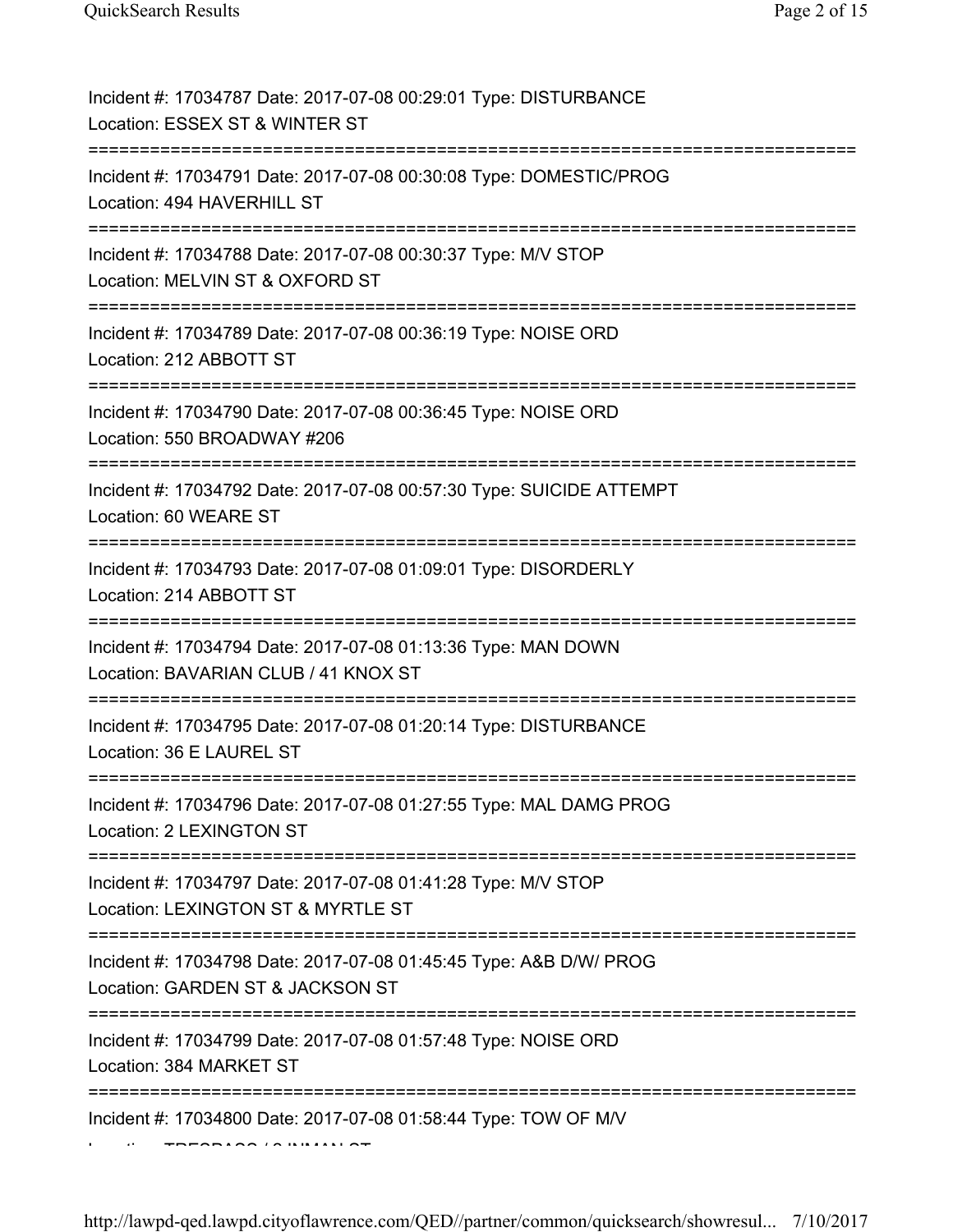Incident #: 17034787 Date: 2017-07-08 00:29:01 Type: DISTURBANCE
Location: ESSEX ST & WINTER ST

===========================================================================

Incident #: 17034791 Date: 2017-07-08 00:30:08 Type: DOMESTIC/PROG
Location: 494 HAVERHILL ST

===========================================================================

Incident #: 17034788 Date: 2017-07-08 00:30:37 Type: M/V STOP
Location: MELVIN ST & OXFORD ST

===========================================================================

Incident #: 17034789 Date: 2017-07-08 00:36:19 Type: NOISE ORD
Location: 212 ABBOTT ST

===========================================================================

Incident #: 17034790 Date: 2017-07-08 00:36:45 Type: NOISE ORD
Location: 550 BROADWAY #206

===========================================================================

Incident #: 17034792 Date: 2017-07-08 00:57:30 Type: SUICIDE ATTEMPT
Location: 60 WEARE ST

===========================================================================

Incident #: 17034793 Date: 2017-07-08 01:09:01 Type: DISORDERLY
Location: 214 ABBOTT ST

===========================================================================

Incident #: 17034794 Date: 2017-07-08 01:13:36 Type: MAN DOWN
Location: BAVARIAN CLUB / 41 KNOX ST

===========================================================================

Incident #: 17034795 Date: 2017-07-08 01:20:14 Type: DISTURBANCE
Location: 36 E LAUREL ST

===========================================================================

Incident #: 17034796 Date: 2017-07-08 01:27:55 Type: MAL DAMG PROG
Location: 2 LEXINGTON ST

===========================================================================

Incident #: 17034797 Date: 2017-07-08 01:41:28 Type: M/V STOP
Location: LEXINGTON ST & MYRTLE ST

===========================================================================

Incident #: 17034798 Date: 2017-07-08 01:45:45 Type: A&B D/W/ PROG
Location: GARDEN ST & JACKSON ST

===========================================================================

Incident #: 17034799 Date: 2017-07-08 01:57:48 Type: NOISE ORD
Location: 384 MARKET ST

===========================================================================

Incident #: 17034800 Date: 2017-07-08 01:58:44 Type: TOW OF M/V
Location: TRESPASS / 2 INMAN ST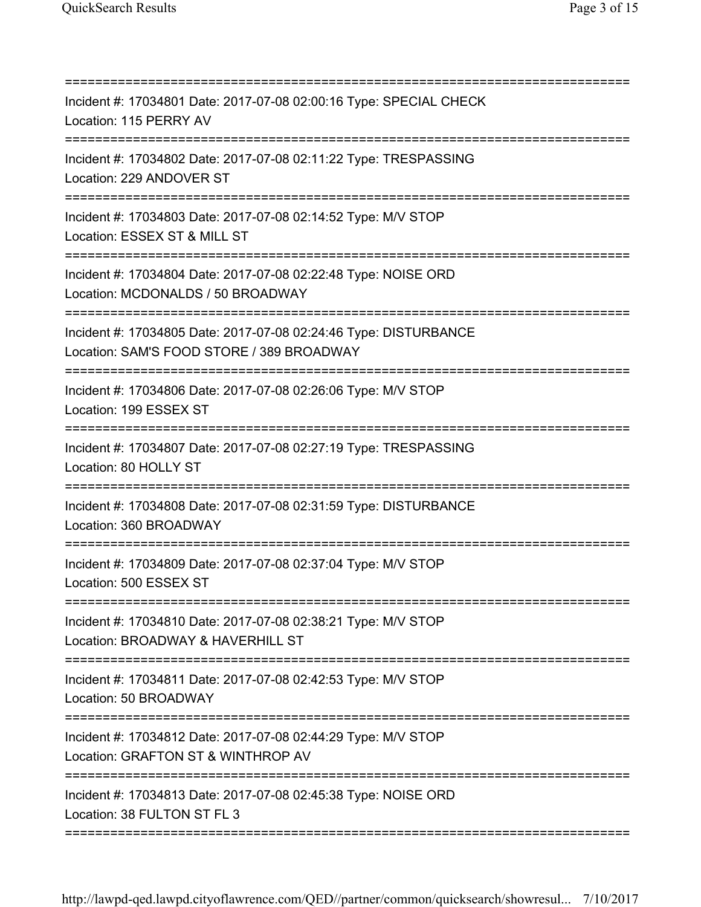===========================================================================

Incident #: 17034801 Date: 2017-07-08 02:00:16 Type: SPECIAL CHECK
Location: 115 PERRY AV

===========================================================================

Incident #: 17034802 Date: 2017-07-08 02:11:22 Type: TRESPASSING
Location: 229 ANDOVER ST

===========================================================================

Incident #: 17034803 Date: 2017-07-08 02:14:52 Type: M/V STOP
Location: ESSEX ST & MILL ST

===========================================================================

Incident #: 17034804 Date: 2017-07-08 02:22:48 Type: NOISE ORD
Location: MCDONALDS / 50 BROADWAY

===========================================================================

Incident #: 17034805 Date: 2017-07-08 02:24:46 Type: DISTURBANCE
Location: SAM'S FOOD STORE / 389 BROADWAY

===========================================================================

Incident #: 17034806 Date: 2017-07-08 02:26:06 Type: M/V STOP
Location: 199 ESSEX ST

===========================================================================

Incident #: 17034807 Date: 2017-07-08 02:27:19 Type: TRESPASSING
Location: 80 HOLLY ST

===========================================================================

Incident #: 17034808 Date: 2017-07-08 02:31:59 Type: DISTURBANCE
Location: 360 BROADWAY

===========================================================================

Incident #: 17034809 Date: 2017-07-08 02:37:04 Type: M/V STOP
Location: 500 ESSEX ST

===========================================================================

Incident #: 17034810 Date: 2017-07-08 02:38:21 Type: M/V STOP
Location: BROADWAY & HAVERHILL ST

===========================================================================

Incident #: 17034811 Date: 2017-07-08 02:42:53 Type: M/V STOP
Location: 50 BROADWAY

===========================================================================

Incident #: 17034812 Date: 2017-07-08 02:44:29 Type: M/V STOP
Location: GRAFTON ST & WINTHROP AV

===========================================================================

Incident #: 17034813 Date: 2017-07-08 02:45:38 Type: NOISE ORD
Location: 38 FULTON ST FL 3

===========================================================================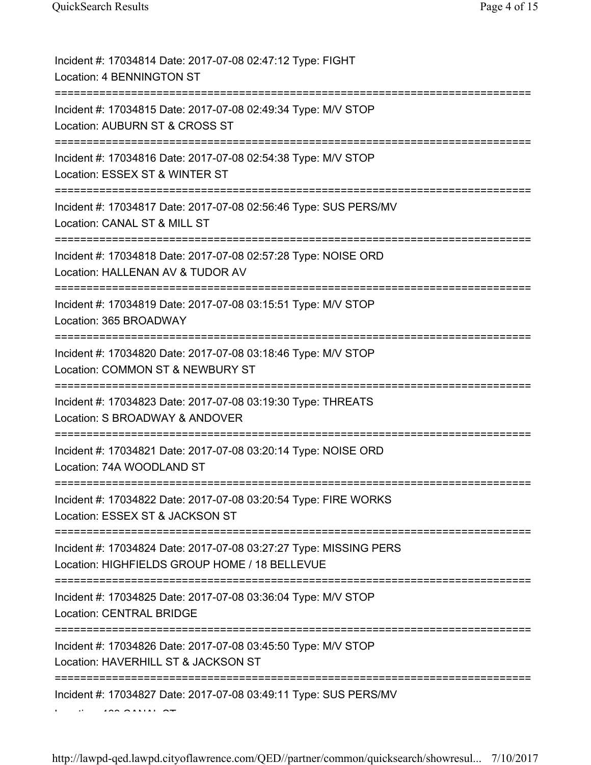Incident #: 17034814 Date: 2017-07-08 02:47:12 Type: FIGHT
Location: 4 BENNINGTON ST

===========================================================================

Incident #: 17034815 Date: 2017-07-08 02:49:34 Type: M/V STOP
Location: AUBURN ST & CROSS ST

===========================================================================

Incident #: 17034816 Date: 2017-07-08 02:54:38 Type: M/V STOP
Location: ESSEX ST & WINTER ST

===========================================================================

Incident #: 17034817 Date: 2017-07-08 02:56:46 Type: SUS PERS/MV
Location: CANAL ST & MILL ST

===========================================================================

Incident #: 17034818 Date: 2017-07-08 02:57:28 Type: NOISE ORD
Location: HALLENAN AV & TUDOR AV

===========================================================================

Incident #: 17034819 Date: 2017-07-08 03:15:51 Type: M/V STOP
Location: 365 BROADWAY

===========================================================================

Incident #: 17034820 Date: 2017-07-08 03:18:46 Type: M/V STOP
Location: COMMON ST & NEWBURY ST

===========================================================================

Incident #: 17034823 Date: 2017-07-08 03:19:30 Type: THREATS
Location: S BROADWAY & ANDOVER

===========================================================================

Incident #: 17034821 Date: 2017-07-08 03:20:14 Type: NOISE ORD
Location: 74A WOODLAND ST

===========================================================================

Incident #: 17034822 Date: 2017-07-08 03:20:54 Type: FIRE WORKS
Location: ESSEX ST & JACKSON ST

===========================================================================

Incident #: 17034824 Date: 2017-07-08 03:27:27 Type: MISSING PERS
Location: HIGHFIELDS GROUP HOME / 18 BELLEVUE

===========================================================================

Incident #: 17034825 Date: 2017-07-08 03:36:04 Type: M/V STOP
Location: CENTRAL BRIDGE

===========================================================================

Incident #: 17034826 Date: 2017-07-08 03:45:50 Type: M/V STOP
Location: HAVERHILL ST & JACKSON ST

===========================================================================

Incident #: 17034827 Date: 2017-07-08 03:49:11 Type: SUS PERS/MV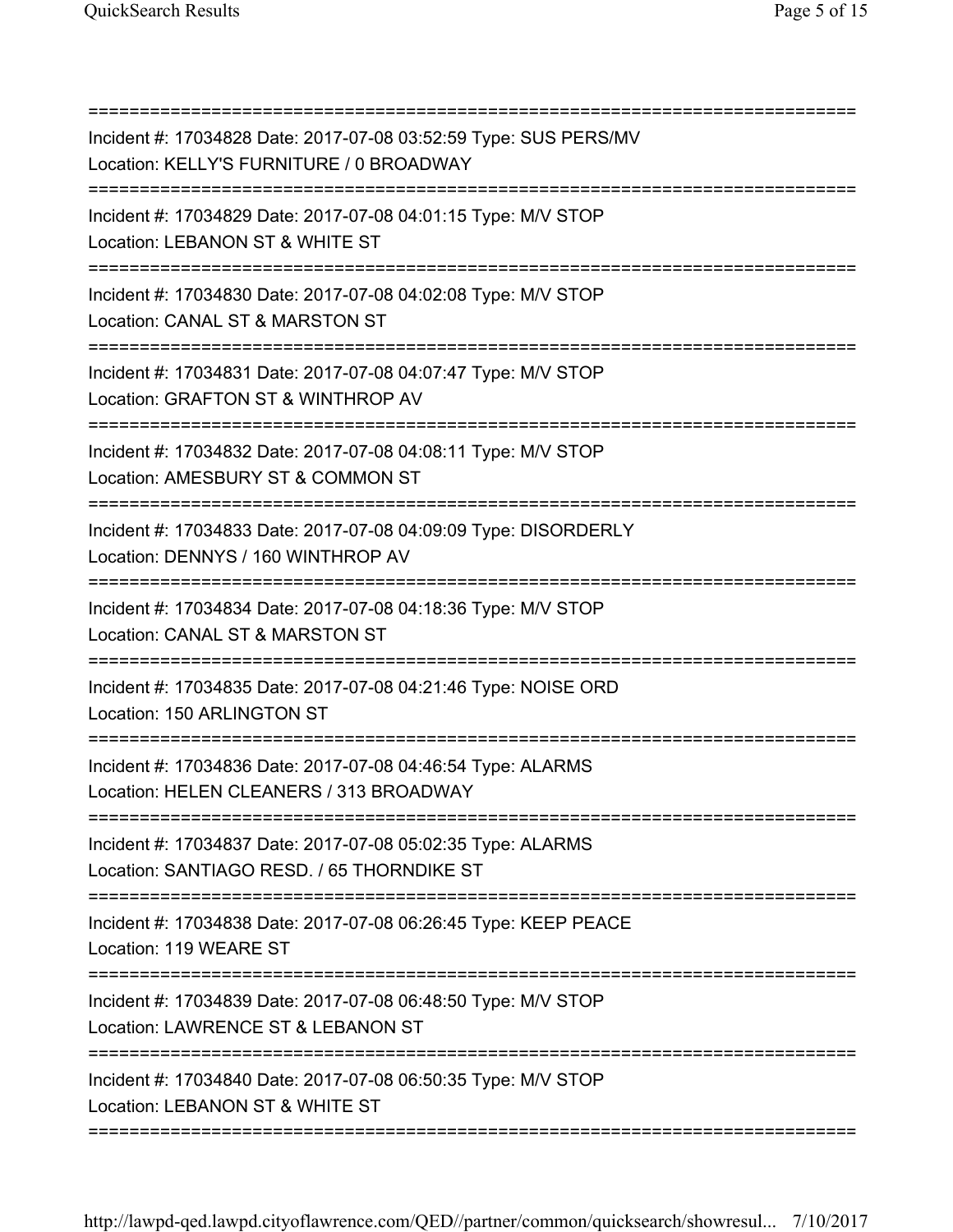===========================================================================

Incident #: 17034828 Date: 2017-07-08 03:52:59 Type: SUS PERS/MV
Location: KELLY'S FURNITURE / 0 BROADWAY

===========================================================================

Incident #: 17034829 Date: 2017-07-08 04:01:15 Type: M/V STOP
Location: LEBANON ST & WHITE ST

===========================================================================

Incident #: 17034830 Date: 2017-07-08 04:02:08 Type: M/V STOP
Location: CANAL ST & MARSTON ST

===========================================================================

Incident #: 17034831 Date: 2017-07-08 04:07:47 Type: M/V STOP
Location: GRAFTON ST & WINTHROP AV

===========================================================================

Incident #: 17034832 Date: 2017-07-08 04:08:11 Type: M/V STOP
Location: AMESBURY ST & COMMON ST

===========================================================================

Incident #: 17034833 Date: 2017-07-08 04:09:09 Type: DISORDERLY
Location: DENNYS / 160 WINTHROP AV

===========================================================================

Incident #: 17034834 Date: 2017-07-08 04:18:36 Type: M/V STOP
Location: CANAL ST & MARSTON ST

===========================================================================

Incident #: 17034835 Date: 2017-07-08 04:21:46 Type: NOISE ORD
Location: 150 ARLINGTON ST

===========================================================================

Incident #: 17034836 Date: 2017-07-08 04:46:54 Type: ALARMS
Location: HELEN CLEANERS / 313 BROADWAY

===========================================================================

Incident #: 17034837 Date: 2017-07-08 05:02:35 Type: ALARMS
Location: SANTIAGO RESD. / 65 THORNDIKE ST

===========================================================================

Incident #: 17034838 Date: 2017-07-08 06:26:45 Type: KEEP PEACE
Location: 119 WEARE ST

===========================================================================

Incident #: 17034839 Date: 2017-07-08 06:48:50 Type: M/V STOP
Location: LAWRENCE ST & LEBANON ST

===========================================================================

Incident #: 17034840 Date: 2017-07-08 06:50:35 Type: M/V STOP
Location: LEBANON ST & WHITE ST

===========================================================================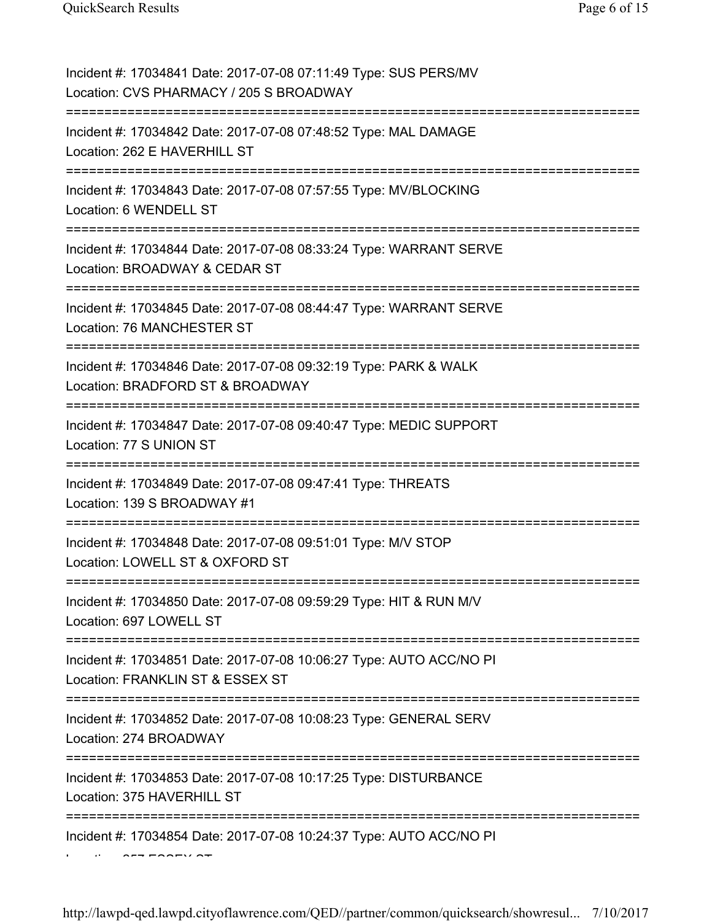Incident #: 17034841 Date: 2017-07-08 07:11:49 Type: SUS PERS/MV
Location: CVS PHARMACY / 205 S BROADWAY

===========================================================================

Incident #: 17034842 Date: 2017-07-08 07:48:52 Type: MAL DAMAGE
Location: 262 E HAVERHILL ST

===========================================================================

Incident #: 17034843 Date: 2017-07-08 07:57:55 Type: MV/BLOCKING
Location: 6 WENDELL ST

===========================================================================

Incident #: 17034844 Date: 2017-07-08 08:33:24 Type: WARRANT SERVE
Location: BROADWAY & CEDAR ST

===========================================================================

Incident #: 17034845 Date: 2017-07-08 08:44:47 Type: WARRANT SERVE
Location: 76 MANCHESTER ST

===========================================================================

Incident #: 17034846 Date: 2017-07-08 09:32:19 Type: PARK & WALK
Location: BRADFORD ST & BROADWAY

===========================================================================

Incident #: 17034847 Date: 2017-07-08 09:40:47 Type: MEDIC SUPPORT
Location: 77 S UNION ST

===========================================================================

Incident #: 17034849 Date: 2017-07-08 09:47:41 Type: THREATS
Location: 139 S BROADWAY #1

===========================================================================

Incident #: 17034848 Date: 2017-07-08 09:51:01 Type: M/V STOP
Location: LOWELL ST & OXFORD ST

===========================================================================

Incident #: 17034850 Date: 2017-07-08 09:59:29 Type: HIT & RUN M/V
Location: 697 LOWELL ST

===========================================================================

Incident #: 17034851 Date: 2017-07-08 10:06:27 Type: AUTO ACC/NO PI
Location: FRANKLIN ST & ESSEX ST

===========================================================================

Incident #: 17034852 Date: 2017-07-08 10:08:23 Type: GENERAL SERV
Location: 274 BROADWAY

===========================================================================

Incident #: 17034853 Date: 2017-07-08 10:17:25 Type: DISTURBANCE
Location: 375 HAVERHILL ST

===========================================================================

Incident #: 17034854 Date: 2017-07-08 10:24:37 Type: AUTO ACC/NO PI
Location: 257 ESSEX ST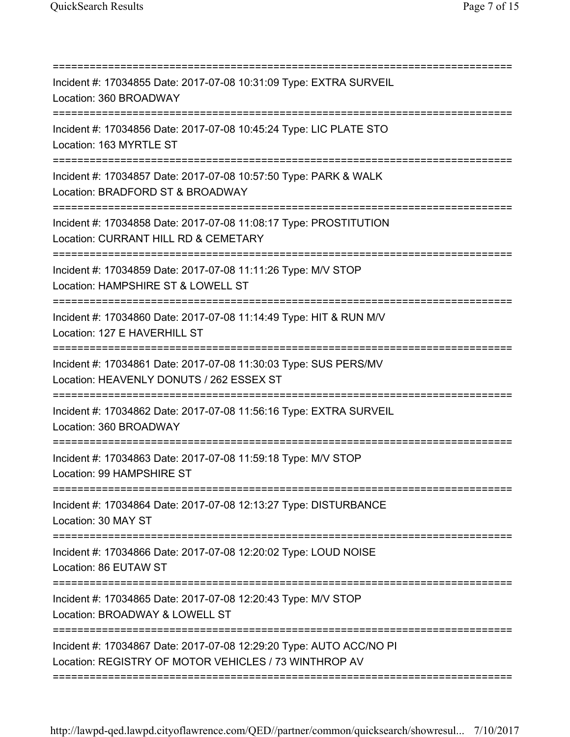===========================================================================

Incident #: 17034855 Date: 2017-07-08 10:31:09 Type: EXTRA SURVEIL
Location: 360 BROADWAY

===========================================================================

Incident #: 17034856 Date: 2017-07-08 10:45:24 Type: LIC PLATE STO
Location: 163 MYRTLE ST

===========================================================================

Incident #: 17034857 Date: 2017-07-08 10:57:50 Type: PARK & WALK
Location: BRADFORD ST & BROADWAY

===========================================================================

Incident #: 17034858 Date: 2017-07-08 11:08:17 Type: PROSTITUTION
Location: CURRANT HILL RD & CEMETARY

===========================================================================

Incident #: 17034859 Date: 2017-07-08 11:11:26 Type: M/V STOP
Location: HAMPSHIRE ST & LOWELL ST

===========================================================================

Incident #: 17034860 Date: 2017-07-08 11:14:49 Type: HIT & RUN M/V
Location: 127 E HAVERHILL ST

===========================================================================

Incident #: 17034861 Date: 2017-07-08 11:30:03 Type: SUS PERS/MV
Location: HEAVENLY DONUTS / 262 ESSEX ST

===========================================================================

Incident #: 17034862 Date: 2017-07-08 11:56:16 Type: EXTRA SURVEIL
Location: 360 BROADWAY

===========================================================================

Incident #: 17034863 Date: 2017-07-08 11:59:18 Type: M/V STOP
Location: 99 HAMPSHIRE ST

===========================================================================

Incident #: 17034864 Date: 2017-07-08 12:13:27 Type: DISTURBANCE
Location: 30 MAY ST

===========================================================================

Incident #: 17034866 Date: 2017-07-08 12:20:02 Type: LOUD NOISE
Location: 86 EUTAW ST

===========================================================================

Incident #: 17034865 Date: 2017-07-08 12:20:43 Type: M/V STOP
Location: BROADWAY & LOWELL ST

===========================================================================

Incident #: 17034867 Date: 2017-07-08 12:29:20 Type: AUTO ACC/NO PI
Location: REGISTRY OF MOTOR VEHICLES / 73 WINTHROP AV

===========================================================================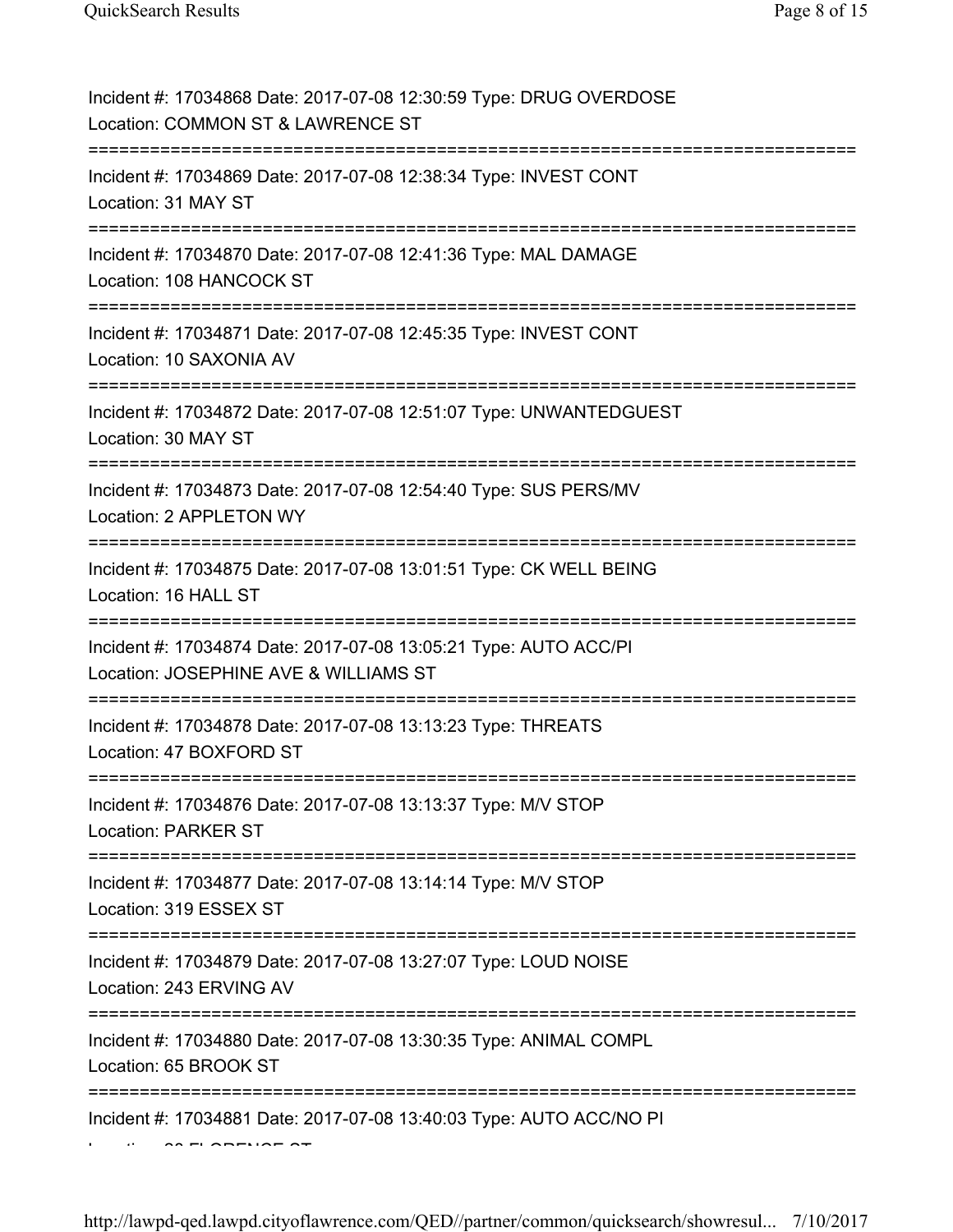Incident #: 17034868 Date: 2017-07-08 12:30:59 Type: DRUG OVERDOSE
Location: COMMON ST & LAWRENCE ST

===========================================================================

Incident #: 17034869 Date: 2017-07-08 12:38:34 Type: INVEST CONT
Location: 31 MAY ST

===========================================================================

Incident #: 17034870 Date: 2017-07-08 12:41:36 Type: MAL DAMAGE
Location: 108 HANCOCK ST

===========================================================================

Incident #: 17034871 Date: 2017-07-08 12:45:35 Type: INVEST CONT
Location: 10 SAXONIA AV

===========================================================================

Incident #: 17034872 Date: 2017-07-08 12:51:07 Type: UNWANTEDGUEST
Location: 30 MAY ST

===========================================================================

Incident #: 17034873 Date: 2017-07-08 12:54:40 Type: SUS PERS/MV
Location: 2 APPLETON WY

===========================================================================

Incident #: 17034875 Date: 2017-07-08 13:01:51 Type: CK WELL BEING
Location: 16 HALL ST

===========================================================================

Incident #: 17034874 Date: 2017-07-08 13:05:21 Type: AUTO ACC/PI
Location: JOSEPHINE AVE & WILLIAMS ST

===========================================================================

Incident #: 17034878 Date: 2017-07-08 13:13:23 Type: THREATS
Location: 47 BOXFORD ST

===========================================================================

Incident #: 17034876 Date: 2017-07-08 13:13:37 Type: M/V STOP
Location: PARKER ST

===========================================================================

Incident #: 17034877 Date: 2017-07-08 13:14:14 Type: M/V STOP
Location: 319 ESSEX ST

===========================================================================

Incident #: 17034879 Date: 2017-07-08 13:27:07 Type: LOUD NOISE
Location: 243 ERVING AV

===========================================================================

Incident #: 17034880 Date: 2017-07-08 13:30:35 Type: ANIMAL COMPL
Location: 65 BROOK ST

===========================================================================

Incident #: 17034881 Date: 2017-07-08 13:40:03 Type: AUTO ACC/NO PI
Location: 30 FLORENCE ST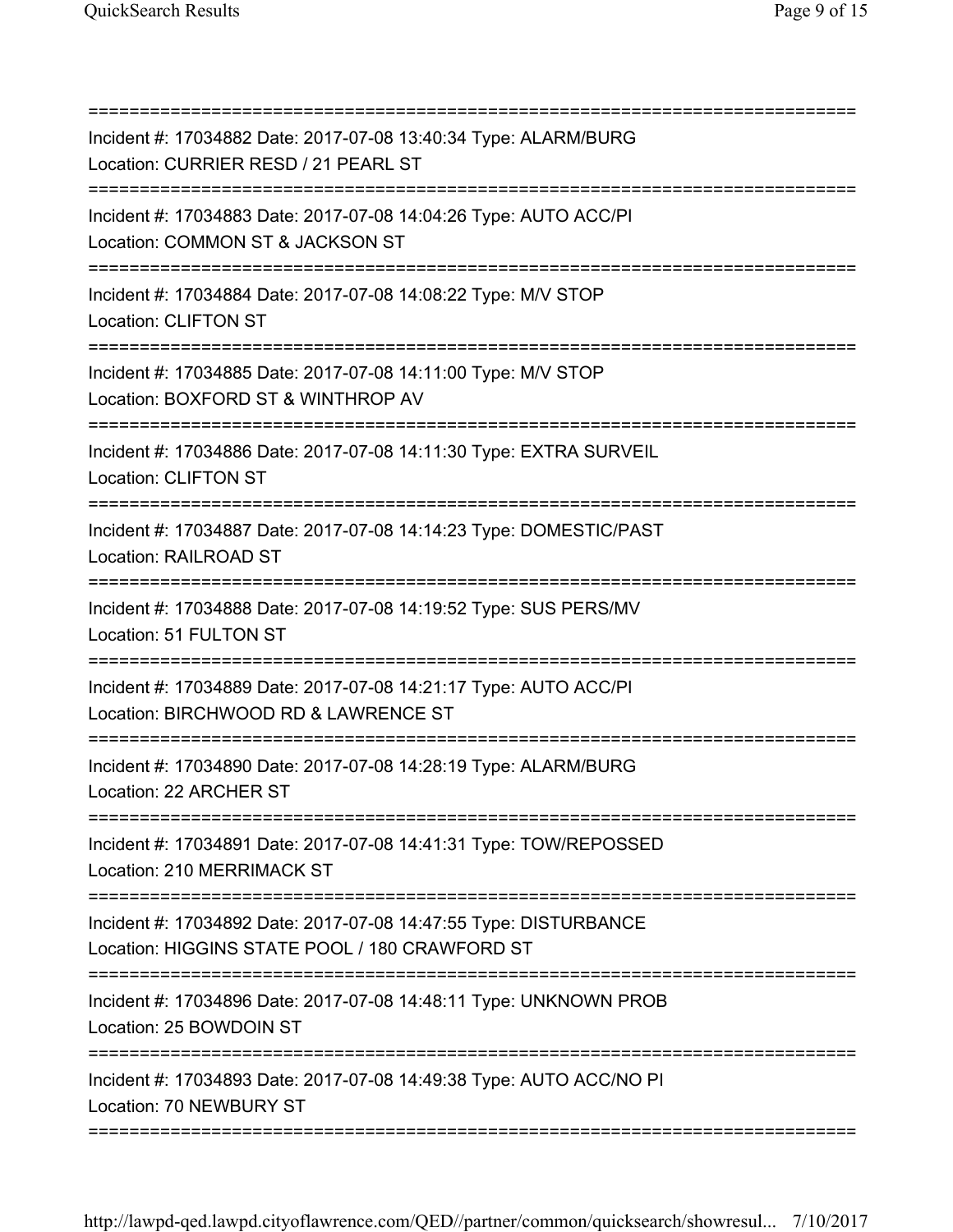===========================================================================

Incident #: 17034882 Date: 2017-07-08 13:40:34 Type: ALARM/BURG
Location: CURRIER RESD / 21 PEARL ST

===========================================================================

Incident #: 17034883 Date: 2017-07-08 14:04:26 Type: AUTO ACC/PI
Location: COMMON ST & JACKSON ST

===========================================================================

Incident #: 17034884 Date: 2017-07-08 14:08:22 Type: M/V STOP
Location: CLIFTON ST

===========================================================================

Incident #: 17034885 Date: 2017-07-08 14:11:00 Type: M/V STOP
Location: BOXFORD ST & WINTHROP AV

===========================================================================

Incident #: 17034886 Date: 2017-07-08 14:11:30 Type: EXTRA SURVEIL
Location: CLIFTON ST

===========================================================================

Incident #: 17034887 Date: 2017-07-08 14:14:23 Type: DOMESTIC/PAST
Location: RAILROAD ST

===========================================================================

Incident #: 17034888 Date: 2017-07-08 14:19:52 Type: SUS PERS/MV
Location: 51 FULTON ST

===========================================================================

Incident #: 17034889 Date: 2017-07-08 14:21:17 Type: AUTO ACC/PI
Location: BIRCHWOOD RD & LAWRENCE ST

===========================================================================

Incident #: 17034890 Date: 2017-07-08 14:28:19 Type: ALARM/BURG
Location: 22 ARCHER ST

===========================================================================

Incident #: 17034891 Date: 2017-07-08 14:41:31 Type: TOW/REPOSSED
Location: 210 MERRIMACK ST

===========================================================================

Incident #: 17034892 Date: 2017-07-08 14:47:55 Type: DISTURBANCE
Location: HIGGINS STATE POOL / 180 CRAWFORD ST

===========================================================================

Incident #: 17034896 Date: 2017-07-08 14:48:11 Type: UNKNOWN PROB
Location: 25 BOWDOIN ST

===========================================================================

Incident #: 17034893 Date: 2017-07-08 14:49:38 Type: AUTO ACC/NO PI
Location: 70 NEWBURY ST

===========================================================================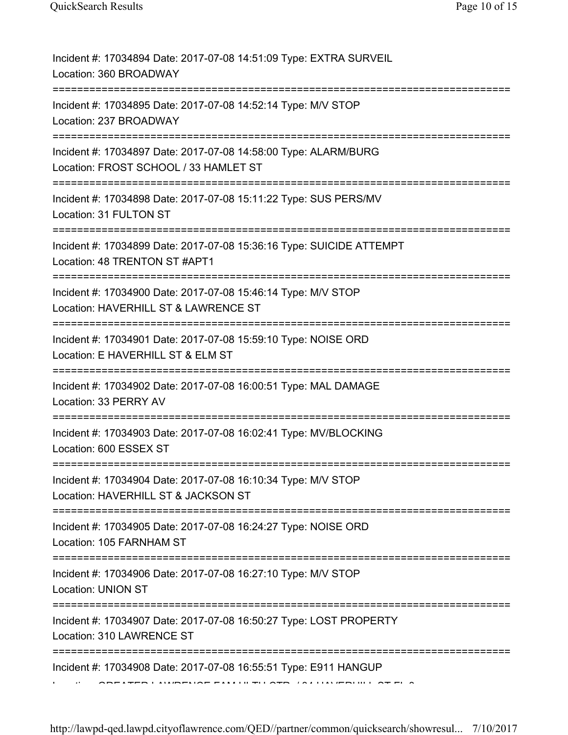Incident #: 17034894 Date: 2017-07-08 14:51:09 Type: EXTRA SURVEIL
Location: 360 BROADWAY

===========================================================================

Incident #: 17034895 Date: 2017-07-08 14:52:14 Type: M/V STOP
Location: 237 BROADWAY

===========================================================================

Incident #: 17034897 Date: 2017-07-08 14:58:00 Type: ALARM/BURG
Location: FROST SCHOOL / 33 HAMLET ST

===========================================================================

Incident #: 17034898 Date: 2017-07-08 15:11:22 Type: SUS PERS/MV
Location: 31 FULTON ST

===========================================================================

Incident #: 17034899 Date: 2017-07-08 15:36:16 Type: SUICIDE ATTEMPT
Location: 48 TRENTON ST #APT1

===========================================================================

Incident #: 17034900 Date: 2017-07-08 15:46:14 Type: M/V STOP
Location: HAVERHILL ST & LAWRENCE ST

===========================================================================

Incident #: 17034901 Date: 2017-07-08 15:59:10 Type: NOISE ORD
Location: E HAVERHILL ST & ELM ST

===========================================================================

Incident #: 17034902 Date: 2017-07-08 16:00:51 Type: MAL DAMAGE
Location: 33 PERRY AV

===========================================================================

Incident #: 17034903 Date: 2017-07-08 16:02:41 Type: MV/BLOCKING
Location: 600 ESSEX ST

===========================================================================

Incident #: 17034904 Date: 2017-07-08 16:10:34 Type: M/V STOP
Location: HAVERHILL ST & JACKSON ST

===========================================================================

Incident #: 17034905 Date: 2017-07-08 16:24:27 Type: NOISE ORD
Location: 105 FARNHAM ST

===========================================================================

Incident #: 17034906 Date: 2017-07-08 16:27:10 Type: M/V STOP
Location: UNION ST

===========================================================================

Incident #: 17034907 Date: 2017-07-08 16:50:27 Type: LOST PROPERTY
Location: 310 LAWRENCE ST

===========================================================================

Incident #: 17034908 Date: 2017-07-08 16:55:51 Type: E911 HANGUP
Location: GREATER LAWRENCE FAM HLTH CTR / 34 HAVERHILL ST FL 2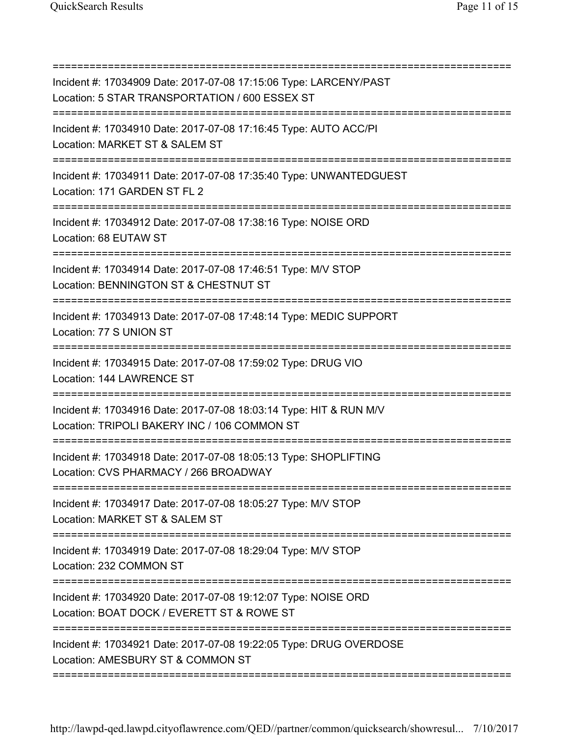==============================================================================

Incident #: 17034909 Date: 2017-07-08 17:15:06 Type: LARCENY/PAST
Location: 5 STAR TRANSPORTATION / 600 ESSEX ST

==============================================================================

Incident #: 17034910 Date: 2017-07-08 17:16:45 Type: AUTO ACC/PI
Location: MARKET ST & SALEM ST

==============================================================================

Incident #: 17034911 Date: 2017-07-08 17:35:40 Type: UNWANTEDGUEST
Location: 171 GARDEN ST FL 2

==============================================================================

Incident #: 17034912 Date: 2017-07-08 17:38:16 Type: NOISE ORD
Location: 68 EUTAW ST

==============================================================================

Incident #: 17034914 Date: 2017-07-08 17:46:51 Type: M/V STOP
Location: BENNINGTON ST & CHESTNUT ST

==============================================================================

Incident #: 17034913 Date: 2017-07-08 17:48:14 Type: MEDIC SUPPORT
Location: 77 S UNION ST

==============================================================================

Incident #: 17034915 Date: 2017-07-08 17:59:02 Type: DRUG VIO
Location: 144 LAWRENCE ST

==============================================================================

Incident #: 17034916 Date: 2017-07-08 18:03:14 Type: HIT & RUN M/V
Location: TRIPOLI BAKERY INC / 106 COMMON ST

==============================================================================

Incident #: 17034918 Date: 2017-07-08 18:05:13 Type: SHOPLIFTING
Location: CVS PHARMACY / 266 BROADWAY

==============================================================================

Incident #: 17034917 Date: 2017-07-08 18:05:27 Type: M/V STOP
Location: MARKET ST & SALEM ST

==============================================================================

Incident #: 17034919 Date: 2017-07-08 18:29:04 Type: M/V STOP
Location: 232 COMMON ST

==============================================================================

Incident #: 17034920 Date: 2017-07-08 19:12:07 Type: NOISE ORD
Location: BOAT DOCK / EVERETT ST & ROWE ST

==============================================================================

Incident #: 17034921 Date: 2017-07-08 19:22:05 Type: DRUG OVERDOSE
Location: AMESBURY ST & COMMON ST

==============================================================================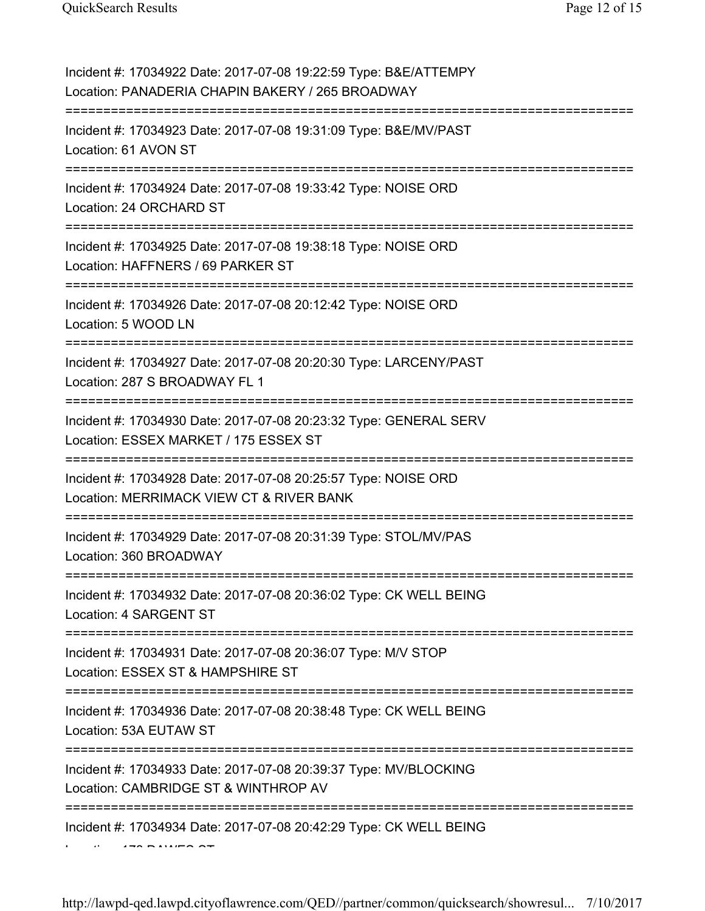Incident #: 17034922 Date: 2017-07-08 19:22:59 Type: B&E/ATTEMPY
Location: PANADERIA CHAPIN BAKERY / 265 BROADWAY

===========================================================================

Incident #: 17034923 Date: 2017-07-08 19:31:09 Type: B&E/MV/PAST
Location: 61 AVON ST

===========================================================================

Incident #: 17034924 Date: 2017-07-08 19:33:42 Type: NOISE ORD
Location: 24 ORCHARD ST

===========================================================================

Incident #: 17034925 Date: 2017-07-08 19:38:18 Type: NOISE ORD
Location: HAFFNERS / 69 PARKER ST

===========================================================================

Incident #: 17034926 Date: 2017-07-08 20:12:42 Type: NOISE ORD
Location: 5 WOOD LN

===========================================================================

Incident #: 17034927 Date: 2017-07-08 20:20:30 Type: LARCENY/PAST
Location: 287 S BROADWAY FL 1

===========================================================================

Incident #: 17034930 Date: 2017-07-08 20:23:32 Type: GENERAL SERV
Location: ESSEX MARKET / 175 ESSEX ST

===========================================================================

Incident #: 17034928 Date: 2017-07-08 20:25:57 Type: NOISE ORD
Location: MERRIMACK VIEW CT & RIVER BANK

===========================================================================

Incident #: 17034929 Date: 2017-07-08 20:31:39 Type: STOL/MV/PAS
Location: 360 BROADWAY

===========================================================================

Incident #: 17034932 Date: 2017-07-08 20:36:02 Type: CK WELL BEING
Location: 4 SARGENT ST

===========================================================================

Incident #: 17034931 Date: 2017-07-08 20:36:07 Type: M/V STOP
Location: ESSEX ST & HAMPSHIRE ST

===========================================================================

Incident #: 17034936 Date: 2017-07-08 20:38:48 Type: CK WELL BEING
Location: 53A EUTAW ST

===========================================================================

Incident #: 17034933 Date: 2017-07-08 20:39:37 Type: MV/BLOCKING
Location: CAMBRIDGE ST & WINTHROP AV

===========================================================================

Incident #: 17034934 Date: 2017-07-08 20:42:29 Type: CK WELL BEING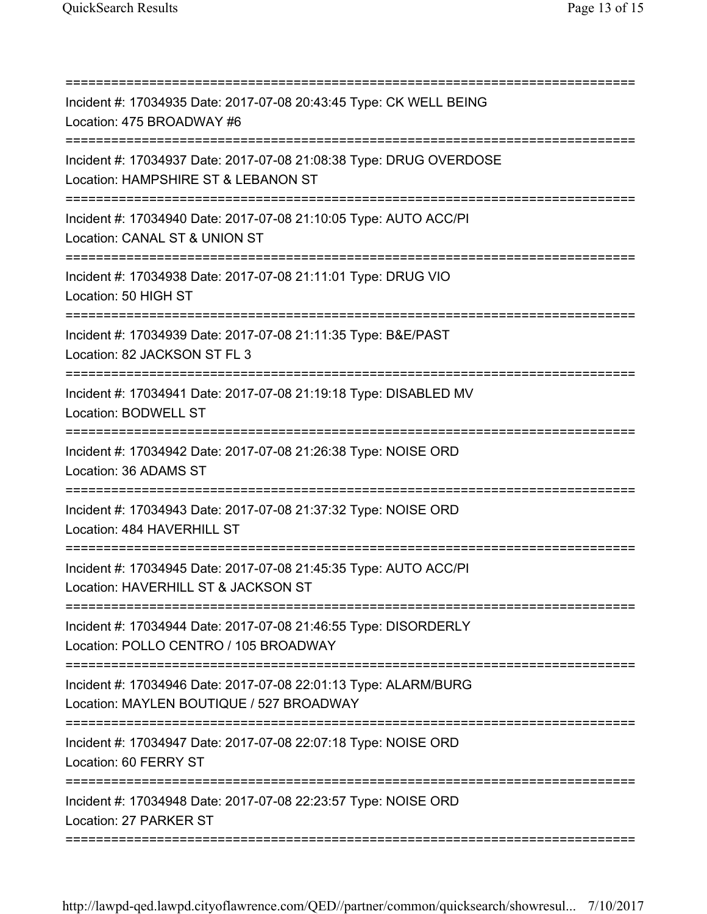===========================================================================
Incident #: 17034935 Date: 2017-07-08 20:43:45 Type: CK WELL BEING
Location: 475 BROADWAY #6
===========================================================================
Incident #: 17034937 Date: 2017-07-08 21:08:38 Type: DRUG OVERDOSE
Location: HAMPSHIRE ST & LEBANON ST
===========================================================================
Incident #: 17034940 Date: 2017-07-08 21:10:05 Type: AUTO ACC/PI
Location: CANAL ST & UNION ST
===========================================================================
Incident #: 17034938 Date: 2017-07-08 21:11:01 Type: DRUG VIO
Location: 50 HIGH ST
===========================================================================
Incident #: 17034939 Date: 2017-07-08 21:11:35 Type: B&E/PAST
Location: 82 JACKSON ST FL 3
===========================================================================
Incident #: 17034941 Date: 2017-07-08 21:19:18 Type: DISABLED MV
Location: BODWELL ST
===========================================================================
Incident #: 17034942 Date: 2017-07-08 21:26:38 Type: NOISE ORD
Location: 36 ADAMS ST
===========================================================================
Incident #: 17034943 Date: 2017-07-08 21:37:32 Type: NOISE ORD
Location: 484 HAVERHILL ST
===========================================================================
Incident #: 17034945 Date: 2017-07-08 21:45:35 Type: AUTO ACC/PI
Location: HAVERHILL ST & JACKSON ST
===========================================================================
Incident #: 17034944 Date: 2017-07-08 21:46:55 Type: DISORDERLY
Location: POLLO CENTRO / 105 BROADWAY
===========================================================================
Incident #: 17034946 Date: 2017-07-08 22:01:13 Type: ALARM/BURG
Location: MAYLEN BOUTIQUE / 527 BROADWAY
===========================================================================
Incident #: 17034947 Date: 2017-07-08 22:07:18 Type: NOISE ORD
Location: 60 FERRY ST
===========================================================================
Incident #: 17034948 Date: 2017-07-08 22:23:57 Type: NOISE ORD
Location: 27 PARKER ST
===========================================================================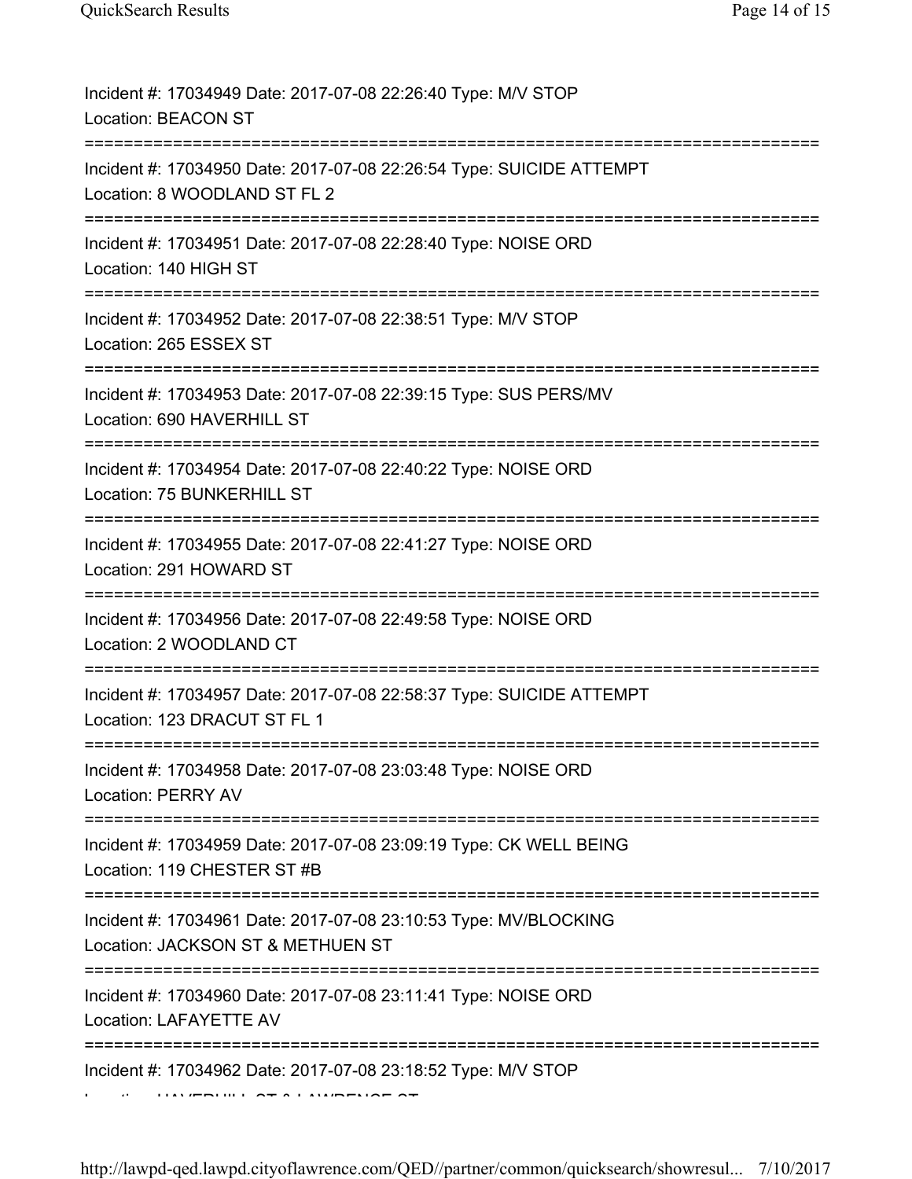Incident #: 17034949 Date: 2017-07-08 22:26:40 Type: M/V STOP
Location: BEACON ST
===========================================================================
Incident #: 17034950 Date: 2017-07-08 22:26:54 Type: SUICIDE ATTEMPT
Location: 8 WOODLAND ST FL 2
===========================================================================
Incident #: 17034951 Date: 2017-07-08 22:28:40 Type: NOISE ORD
Location: 140 HIGH ST
===========================================================================
Incident #: 17034952 Date: 2017-07-08 22:38:51 Type: M/V STOP
Location: 265 ESSEX ST
===========================================================================
Incident #: 17034953 Date: 2017-07-08 22:39:15 Type: SUS PERS/MV
Location: 690 HAVERHILL ST
===========================================================================
Incident #: 17034954 Date: 2017-07-08 22:40:22 Type: NOISE ORD
Location: 75 BUNKERHILL ST
===========================================================================
Incident #: 17034955 Date: 2017-07-08 22:41:27 Type: NOISE ORD
Location: 291 HOWARD ST
===========================================================================
Incident #: 17034956 Date: 2017-07-08 22:49:58 Type: NOISE ORD
Location: 2 WOODLAND CT
===========================================================================
Incident #: 17034957 Date: 2017-07-08 22:58:37 Type: SUICIDE ATTEMPT
Location: 123 DRACUT ST FL 1
===========================================================================
Incident #: 17034958 Date: 2017-07-08 23:03:48 Type: NOISE ORD
Location: PERRY AV
===========================================================================
Incident #: 17034959 Date: 2017-07-08 23:09:19 Type: CK WELL BEING
Location: 119 CHESTER ST #B
===========================================================================
Incident #: 17034961 Date: 2017-07-08 23:10:53 Type: MV/BLOCKING
Location: JACKSON ST & METHUEN ST
===========================================================================
Incident #: 17034960 Date: 2017-07-08 23:11:41 Type: NOISE ORD
Location: LAFAYETTE AV
===========================================================================
Incident #: 17034962 Date: 2017-07-08 23:18:52 Type: M/V STOP
Location: HAVERHILL ST & LAWRENCE ST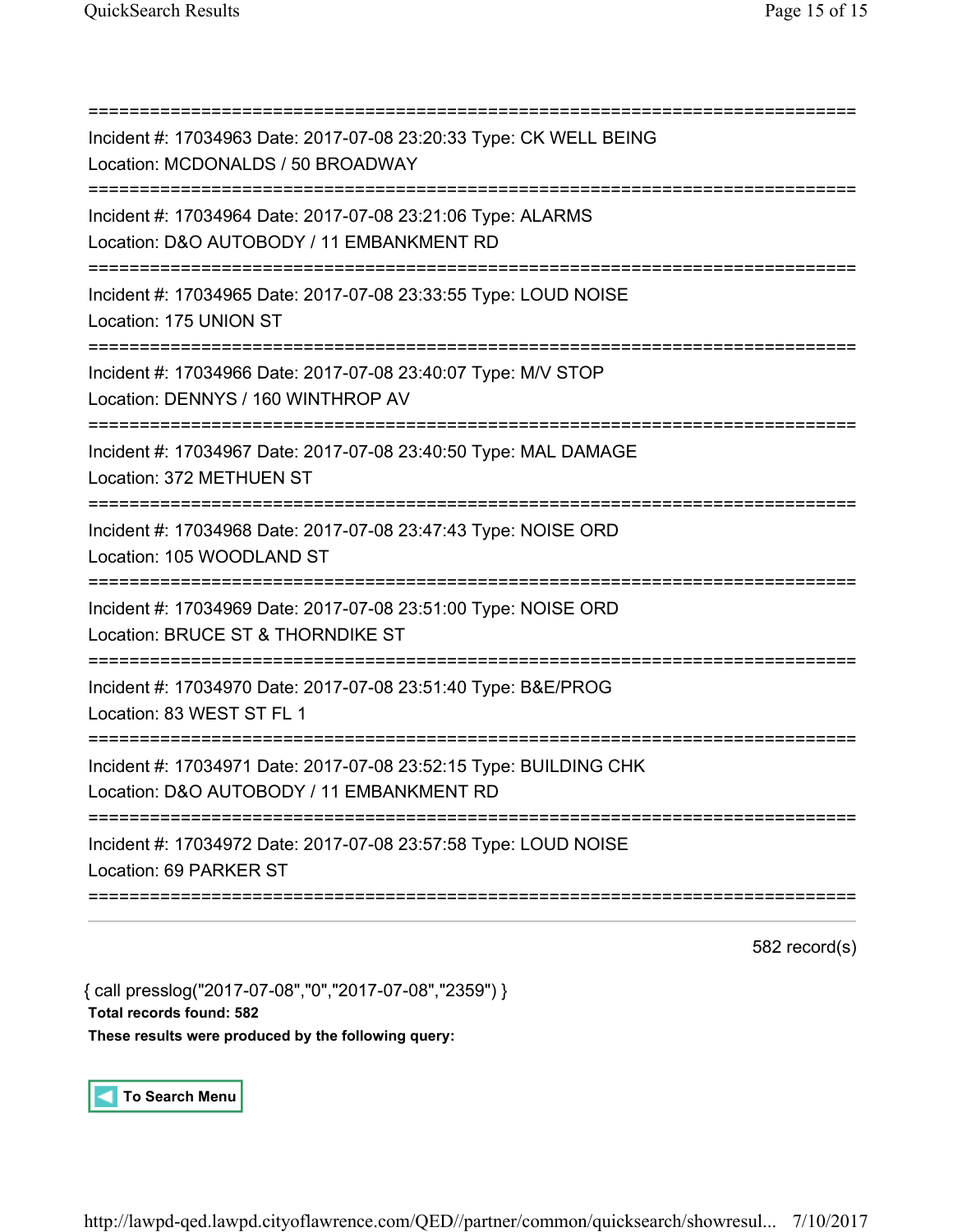===========================================================================

Incident #: 17034963 Date: 2017-07-08 23:20:33 Type: CK WELL BEING
Location: MCDONALDS / 50 BROADWAY

===========================================================================

Incident #: 17034964 Date: 2017-07-08 23:21:06 Type: ALARMS
Location: D&O AUTOBODY / 11 EMBANKMENT RD

===========================================================================

Incident #: 17034965 Date: 2017-07-08 23:33:55 Type: LOUD NOISE
Location: 175 UNION ST

===========================================================================

Incident #: 17034966 Date: 2017-07-08 23:40:07 Type: M/V STOP
Location: DENNYS / 160 WINTHROP AV

===========================================================================

Incident #: 17034967 Date: 2017-07-08 23:40:50 Type: MAL DAMAGE
Location: 372 METHUEN ST

===========================================================================

Incident #: 17034968 Date: 2017-07-08 23:47:43 Type: NOISE ORD
Location: 105 WOODLAND ST

===========================================================================

Incident #: 17034969 Date: 2017-07-08 23:51:00 Type: NOISE ORD
Location: BRUCE ST & THORNDIKE ST

===========================================================================

Incident #: 17034970 Date: 2017-07-08 23:51:40 Type: B&E/PROG
Location: 83 WEST ST FL 1

===========================================================================

Incident #: 17034971 Date: 2017-07-08 23:52:15 Type: BUILDING CHK
Location: D&O AUTOBODY / 11 EMBANKMENT RD

===========================================================================

Incident #: 17034972 Date: 2017-07-08 23:57:58 Type: LOUD NOISE
Location: 69 PARKER ST

===========================================================================

582 record(s)

{ call presslog("2017-07-08","0","2017-07-08","2359") }

**Total records found: 582**

**These results were produced by the following query:**

To Search Menu